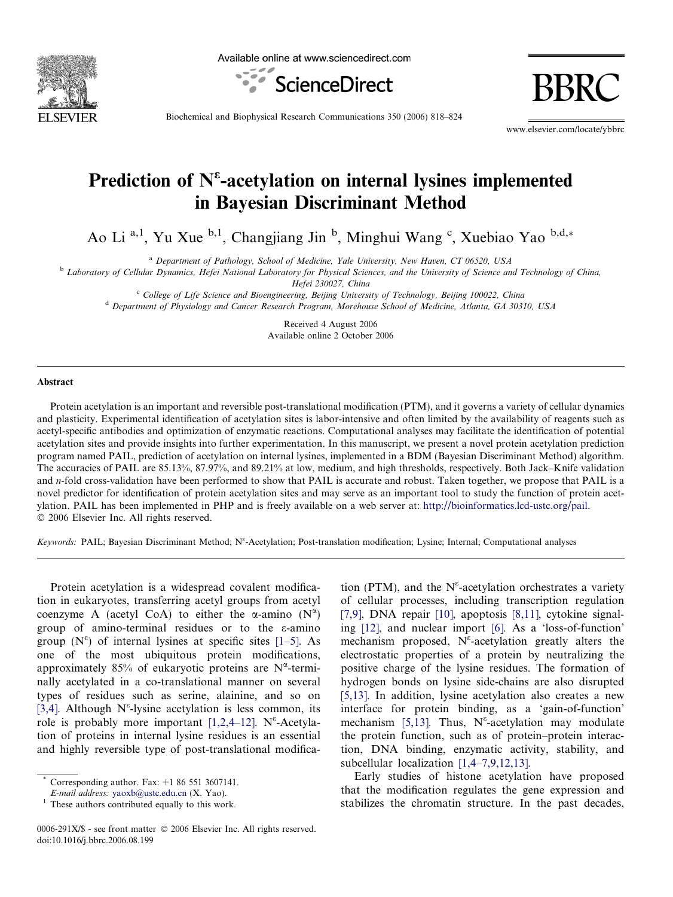# Prediction of $N^{\varepsilon}$-acetylation on internal lysines implemented in Bayesian Discriminant Method

Ao Li [a,1], Yu Xue [b,1], Changjiang Jin [b], Minghui Wang [c], Xuebiao Yao [b,d,*]

[a] Department of Pathology, School of Medicine, Yale University, New Haven, CT 06520, USA

[b] Laboratory of Cellular Dynamics, Hefei National Laboratory for Physical Sciences, and the University of Science and Technology of China, Hefei 230027, China

[c] College of Life Science and Bioengineering, Beijing University of Technology, Beijing 100022, China

[d] Department of Physiology and Cancer Research Program, Morehouse School of Medicine, Atlanta, GA 30310, USA

Received 4 August 2006

Available online 2 October 2006

## Abstract

Protein acetylation is an important and reversible post-translational modification (PTM), and it governs a variety of cellular dynamics and plasticity. Experimental identification of acetylation sites is labor-intensive and often limited by the availability of reagents such as acetyl-specific antibodies and optimization of enzymatic reactions. Computational analyses may facilitate the identification of potential acetylation sites and provide insights into further experimentation. In this manuscript, we present a novel protein acetylation prediction program named PAIL, prediction of acetylation on internal lysines, implemented in a BDM (Bayesian Discriminant Method) algorithm. The accuracies of PAIL are 85.13%, 87.97%, and 89.21% at low, medium, and high thresholds, respectively. Both Jack–Knife validation and *n*-fold cross-validation have been performed to show that PAIL is accurate and robust. Taken together, we propose that PAIL is a novel predictor for identification of protein acetylation sites and may serve as an important tool to study the function of protein acetylation. PAIL has been implemented in PHP and is freely available on a web server at: http://bioinformatics.lcd-ustc.org/pail.

© 2006 Elsevier Inc. All rights reserved.

*Keywords:* PAIL; Bayesian Discriminant Method; $N^{\varepsilon}$-Acetylation; Post-translation modification; Lysine; Internal; Computational analyses

Protein acetylation is a widespread covalent modification in eukaryotes, transferring acetyl groups from acetyl coenzyme A (acetyl CoA) to either the α-amino ($N^{\alpha}$) group of amino-terminal residues or to the ε-amino group ($N^{\varepsilon}$) of internal lysines at specific sites [1–5]. As one of the most ubiquitous protein modifications, approximately 85% of eukaryotic proteins are $N^{\alpha}$-terminally acetylated in a co-translational manner on several types of residues such as serine, alainine, and so on [3,4]. Although $N^{\varepsilon}$-lysine acetylation is less common, its role is probably more important [1,2,4–12]. $N^{\varepsilon}$-Acetylation of proteins in internal lysine residues is an essential and highly reversible type of post-translational modification (PTM), and the $N^{\varepsilon}$-acetylation orchestrates a variety of cellular processes, including transcription regulation [7,9], DNA repair [10], apoptosis [8,11], cytokine signaling [12], and nuclear import [6]. As a 'loss-of-function' mechanism proposed, $N^{\varepsilon}$-acetylation greatly alters the electrostatic properties of a protein by neutralizing the positive charge of the lysine residues. The formation of hydrogen bonds on lysine side-chains are also disrupted [5,13]. In addition, lysine acetylation also creates a new interface for protein binding, as a 'gain-of-function' mechanism [5,13]. Thus, $N^{\varepsilon}$-acetylation may modulate the protein function, such as of protein–protein interaction, DNA binding, enzymatic activity, stability, and subcellular localization [1,4–7,9,12,13].

Early studies of histone acetylation have proposed that the modification regulates the gene expression and stabilizes the chromatin structure. In the past decades,

* Corresponding author. Fax: +1 86 551 3607141. E-mail address: yaoxb@ustc.edu.cn (X. Yao).

[1] These authors contributed equally to this work.

0006-291X/$ - see front matter © 2006 Elsevier Inc. All rights reserved.
doi:10.1016/j.bbrc.2006.08.199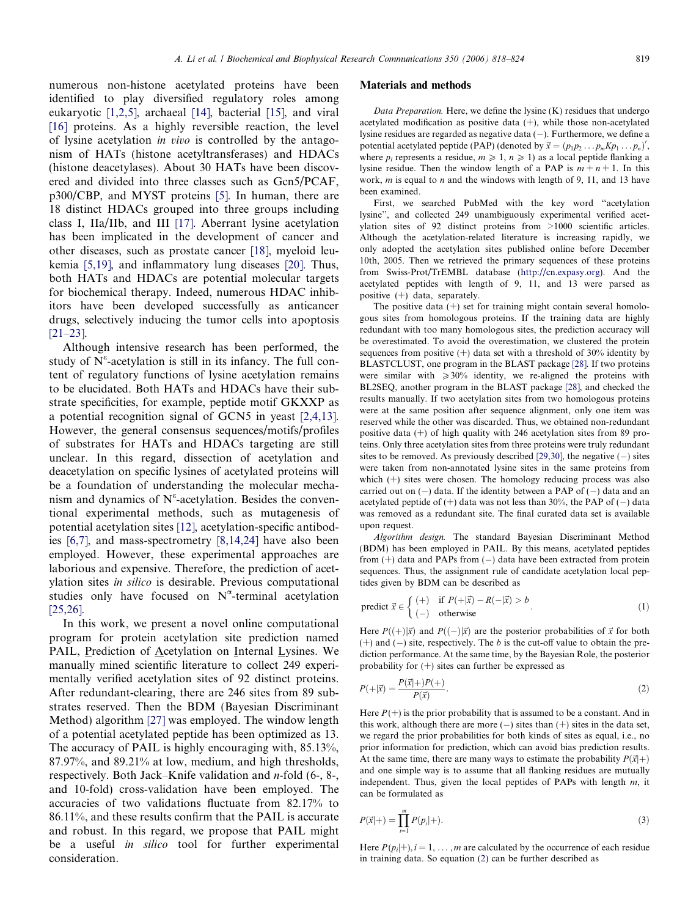numerous non-histone acetylated proteins have been identified to play diversified regulatory roles among eukaryotic [1,2,5], archaeal [14], bacterial [15], and viral [16] proteins. As a highly reversible reaction, the level of lysine acetylation *in vivo* is controlled by the antagonism of HATs (histone acetyltransferases) and HDACs (histone deacetylases). About 30 HATs have been discovered and divided into three classes such as Gcn5/PCAF, p300/CBP, and MYST proteins [5]. In human, there are 18 distinct HDACs grouped into three groups including class I, IIa/IIb, and III [17]. Aberrant lysine acetylation has been implicated in the development of cancer and other diseases, such as prostate cancer [18], myeloid leukemia [5,19], and inflammatory lung diseases [20]. Thus, both HATs and HDACs are potential molecular targets for biochemical therapy. Indeed, numerous HDAC inhibitors have been developed successfully as anticancer drugs, selectively inducing the tumor cells into apoptosis [21–23].

Although intensive research has been performed, the study of $N^{\varepsilon}$-acetylation is still in its infancy. The full content of regulatory functions of lysine acetylation remains to be elucidated. Both HATs and HDACs have their substrate specificities, for example, peptide motif GKXXP as a potential recognition signal of GCN5 in yeast [2,4,13]. However, the general consensus sequences/motifs/profiles of substrates for HATs and HDACs targeting are still unclear. In this regard, dissection of acetylation and deacetylation on specific lysines of acetylated proteins will be a foundation of understanding the molecular mechanism and dynamics of $N^{\varepsilon}$-acetylation. Besides the conventional experimental methods, such as mutagenesis of potential acetylation sites [12], acetylation-specific antibodies [6,7], and mass-spectrometry [8,14,24] have also been employed. However, these experimental approaches are laborious and expensive. Therefore, the prediction of acetylation sites *in silico* is desirable. Previous computational studies only have focused on $N^{\alpha}$-terminal acetylation [25,26].

In this work, we present a novel online computational program for protein acetylation site prediction named PAIL, Prediction of Acetylation on Internal Lysines. We manually mined scientific literature to collect 249 experimentally verified acetylation sites of 92 distinct proteins. After redundant-clearing, there are 246 sites from 89 substrates reserved. Then the BDM (Bayesian Discriminant Method) algorithm [27] was employed. The window length of a potential acetylated peptide has been optimized as 13. The accuracy of PAIL is highly encouraging with, 85.13%, 87.97%, and 89.21% at low, medium, and high thresholds, respectively. Both Jack–Knife validation and *n*-fold (6-, 8-, and 10-fold) cross-validation have been employed. The accuracies of two validations fluctuate from 82.17% to 86.11%, and these results confirm that the PAIL is accurate and robust. In this regard, we propose that PAIL might be a useful *in silico* tool for further experimental consideration.

## Materials and methods

*Data Preparation.* Here, we define the lysine (K) residues that undergo acetylated modification as positive data (+), while those non-acetylated lysine residues are regarded as negative data (−). Furthermore, we define a potential acetylated peptide (PAP) (denoted by $\vec{x} = (p_1p_2 \ldots p_mKp_1 \ldots p_n)'$, where $p_i$ represents a residue, $m \geqslant 1$, $n \geqslant 1$) as a local peptide flanking a lysine residue. Then the window length of a PAP is $m+n+1$. In this work, $m$ is equal to $n$ and the windows with length of 9, 11, and 13 have been examined.

First, we searched PubMed with the key word "acetylation lysine", and collected 249 unambiguously experimental verified acetylation sites of 92 distinct proteins from >1000 scientific articles. Although the acetylation-related literature is increasing rapidly, we only adopted the acetylation sites published online before December 10th, 2005. Then we retrieved the primary sequences of these proteins from Swiss-Prot/TrEMBL database (http://cn.expasy.org). And the acetylated peptides with length of 9, 11, and 13 were parsed as positive (+) data, separately.

The positive data (+) set for training might contain several homologous sites from homologous proteins. If the training data are highly redundant with too many homologous sites, the prediction accuracy will be overestimated. To avoid the overestimation, we clustered the protein sequences from positive (+) data set with a threshold of 30% identity by BLASTCLUST, one program in the BLAST package [28]. If two proteins were similar with $\geqslant$30% identity, we re-aligned the proteins with BL2SEQ, another program in the BLAST package [28], and checked the results manually. If two acetylation sites from two homologous proteins were at the same position after sequence alignment, only one item was reserved while the other was discarded. Thus, we obtained non-redundant positive data (+) of high quality with 246 acetylation sites from 89 proteins. Only three acetylation sites from three proteins were truly redundant sites to be removed. As previously described [29,30], the negative (−) sites were taken from non-annotated lysine sites in the same proteins from which (+) sites were chosen. The homology reducing process was also carried out on (−) data. If the identity between a PAP of (−) data and an acetylated peptide of (+) data was not less than 30%, the PAP of (−) data was removed as a redundant site. The final curated data set is available upon request.

*Algorithm design.* The standard Bayesian Discriminant Method (BDM) has been employed in PAIL. By this means, acetylated peptides from (+) data and PAPs from (−) data have been extracted from protein sequences. Thus, the assignment rule of candidate acetylation local peptides given by BDM can be described as

$$\text{predict } \vec{x} \in \begin{cases} (+) & \text{if } P(+|\vec{x}) - R(-|\vec{x}) > b \\ (-) & \text{otherwise} \end{cases}. \tag{1}$$

Here $P((+)|\vec{x})$ and $P((-)|\vec{x})$ are the posterior probabilities of $\vec{x}$ for both (+) and (−) site, respectively. The $b$ is the cut-off value to obtain the prediction performance. At the same time, by the Bayesian Role, the posterior probability for (+) sites can further be expressed as

$$P(+|\vec{x}) = \frac{P(\vec{x}|+)P(+)}{P(\vec{x})}. \tag{2}$$

Here $P(+)$ is the prior probability that is assumed to be a constant. And in this work, although there are more (−) sites than (+) sites in the data set, we regard the prior probabilities for both kinds of sites as equal, i.e., no prior information for prediction, which can avoid bias prediction results. At the same time, there are many ways to estimate the probability $P(\vec{x}|+)$ and one simple way is to assume that all flanking residues are mutually independent. Thus, given the local peptides of PAPs with length $m$, it can be formulated as

$$P(\vec{x}|+) = \prod_{i=1}^{m} P(p_i|+). \tag{3}$$

Here $P(p_i|+), i = 1, \ldots, m$ are calculated by the occurrence of each residue in training data. So equation (2) can be further described as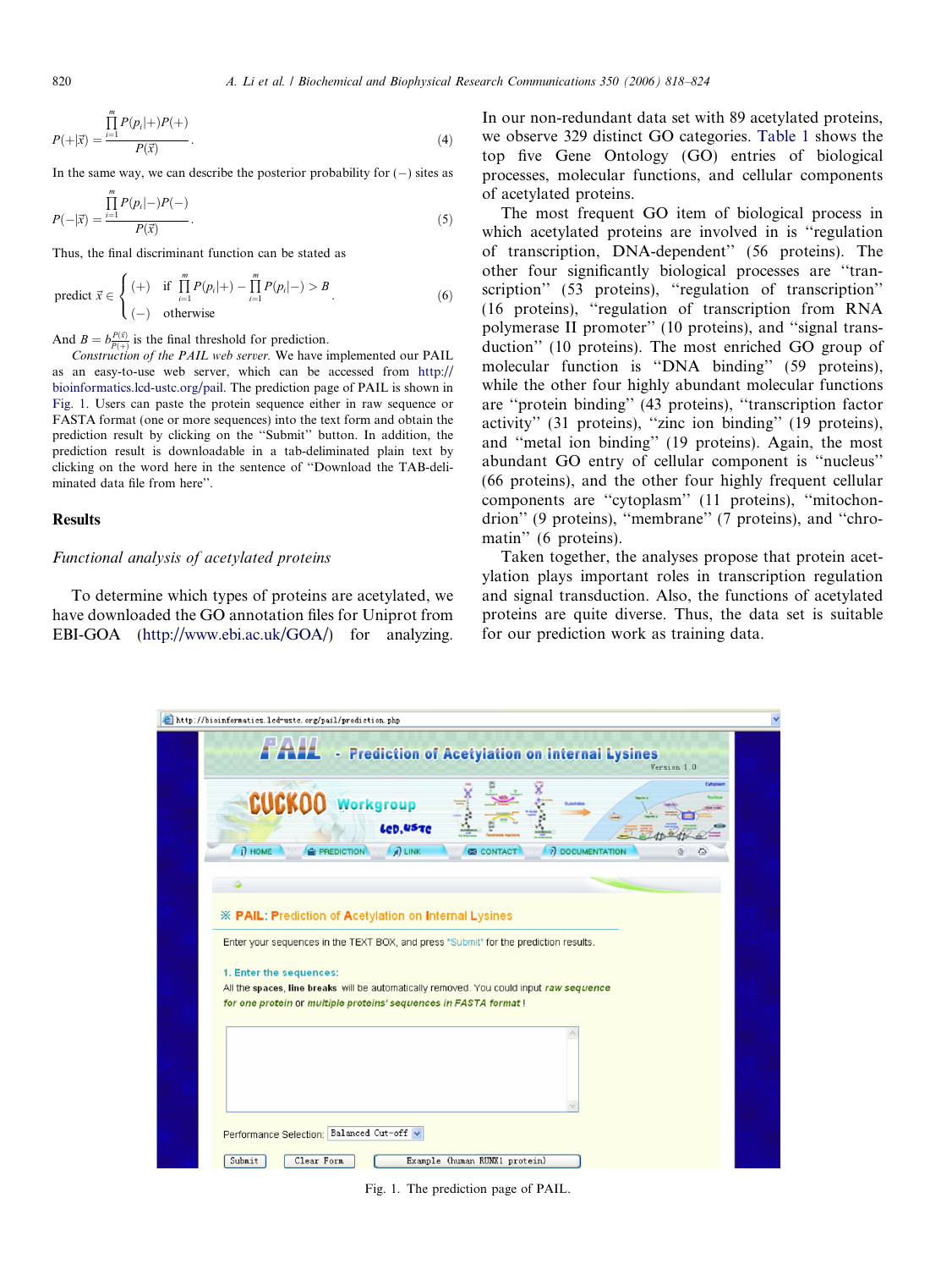$$P(+|\vec{x}) = \frac{\prod_{i=1}^{m} P(p_i|+)P(+)}{P(\vec{x})}. \tag{4}$$

In the same way, we can describe the posterior probability for (−) sites as

$$P(-|\vec{x}) = \frac{\prod_{i=1}^{m} P(p_i|-)P(-)}{P(\vec{x})}. \tag{5}$$

Thus, the final discriminant function can be stated as

$$\text{predict } \vec{x} \in \begin{cases} (+) & \text{if } \prod_{i=1}^{m} P(p_i|+) - \prod_{i=1}^{m} P(p_i|-) > B \\ (-) & \text{otherwise} \end{cases}. \tag{6}$$

And $B = b\frac{P(\vec{x})}{P(+)}$ is the final threshold for prediction.

*Construction of the PAIL web server.* We have implemented our PAIL as an easy-to-use web server, which can be accessed from http://bioinformatics.lcd-ustc.org/pail. The prediction page of PAIL is shown in Fig. 1. Users can paste the protein sequence either in raw sequence or FASTA format (one or more sequences) into the text form and obtain the prediction result by clicking on the "Submit" button. In addition, the prediction result is downloadable in a tab-deliminated plain text by clicking on the word here in the sentence of "Download the TAB-deliminated data file from here".

## Results

### *Functional analysis of acetylated proteins*

To determine which types of proteins are acetylated, we have downloaded the GO annotation files for Uniprot from EBI-GOA (http://www.ebi.ac.uk/GOA/) for analyzing. In our non-redundant data set with 89 acetylated proteins, we observe 329 distinct GO categories. Table 1 shows the top five Gene Ontology (GO) entries of biological processes, molecular functions, and cellular components of acetylated proteins.

The most frequent GO item of biological process in which acetylated proteins are involved in is "regulation of transcription, DNA-dependent" (56 proteins). The other four significantly biological processes are "transcription" (53 proteins), "regulation of transcription" (16 proteins), "regulation of transcription from RNA polymerase II promoter" (10 proteins), and "signal transduction" (10 proteins). The most enriched GO group of molecular function is "DNA binding" (59 proteins), while the other four highly abundant molecular functions are "protein binding" (43 proteins), "transcription factor activity" (31 proteins), "zinc ion binding" (19 proteins), and "metal ion binding" (19 proteins). Again, the most abundant GO entry of cellular component is "nucleus" (66 proteins), and the other four highly frequent cellular components are "cytoplasm" (11 proteins), "mitochondrion" (9 proteins), "membrane" (7 proteins), and "chromatin" (6 proteins).

Taken together, the analyses propose that protein acetylation plays important roles in transcription regulation and signal transduction. Also, the functions of acetylated proteins are quite diverse. Thus, the data set is suitable for our prediction work as training data.

Fig. 1. The prediction page of PAIL.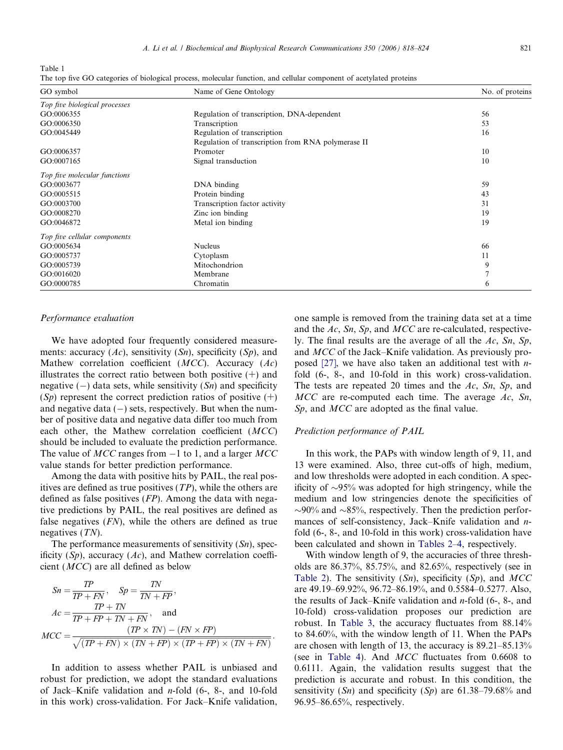Table 1
The top five GO categories of biological process, molecular function, and cellular component of acetylated proteins

| GO symbol | Name of Gene Ontology | No. of proteins |
|---|---|---|
| *Top five biological processes* | | |
| GO:0006355 | Regulation of transcription, DNA-dependent | 56 |
| GO:0006350 | Transcription | 53 |
| GO:0045449 | Regulation of transcription | 16 |
| GO:0006357 | Regulation of transcription from RNA polymerase II Promoter | 10 |
| GO:0007165 | Signal transduction | 10 |
| *Top five molecular functions* | | |
| GO:0003677 | DNA binding | 59 |
| GO:0005515 | Protein binding | 43 |
| GO:0003700 | Transcription factor activity | 31 |
| GO:0008270 | Zinc ion binding | 19 |
| GO:0046872 | Metal ion binding | 19 |
| *Top five cellular components* | | |
| GO:0005634 | Nucleus | 66 |
| GO:0005737 | Cytoplasm | 11 |
| GO:0005739 | Mitochondrion | 9 |
| GO:0016020 | Membrane | 7 |
| GO:0000785 | Chromatin | 6 |

### Performance evaluation

We have adopted four frequently considered measurements: accuracy ($Ac$), sensitivity ($Sn$), specificity ($Sp$), and Mathew correlation coefficient ($MCC$). Accuracy ($Ac$) illustrates the correct ratio between both positive (+) and negative (−) data sets, while sensitivity ($Sn$) and specificity ($Sp$) represent the correct prediction ratios of positive (+) and negative data (−) sets, respectively. But when the number of positive data and negative data differ too much from each other, the Mathew correlation coefficient ($MCC$) should be included to evaluate the prediction performance. The value of $MCC$ ranges from −1 to 1, and a larger $MCC$ value stands for better prediction performance.

Among the data with positive hits by PAIL, the real positives are defined as true positives ($TP$), while the others are defined as false positives ($FP$). Among the data with negative predictions by PAIL, the real positives are defined as false negatives ($FN$), while the others are defined as true negatives ($TN$).

The performance measurements of sensitivity ($Sn$), specificity ($Sp$), accuracy ($Ac$), and Mathew correlation coefficient ($MCC$) are all defined as below

$$Sn = \frac{TP}{TP + FN}, \quad Sp = \frac{TN}{TN + FP},$$

$$Ac = \frac{TP + TN}{TP + FP + TN + FN}, \quad \text{and}$$

$$MCC = \frac{(TP \times TN) - (FN \times FP)}{\sqrt{(TP + FN) \times (TN + FP) \times (TP + FP) \times (TN + FN)}}.$$

In addition to assess whether PAIL is unbiased and robust for prediction, we adopt the standard evaluations of Jack–Knife validation and $n$-fold (6-, 8-, and 10-fold in this work) cross-validation. For Jack–Knife validation, one sample is removed from the training data set at a time and the $Ac$, $Sn$, $Sp$, and $MCC$ are re-calculated, respectively. The final results are the average of all the $Ac$, $Sn$, $Sp$, and $MCC$ of the Jack–Knife validation. As previously proposed [27], we have also taken an additional test with $n$-fold (6-, 8-, and 10-fold in this work) cross-validation. The tests are repeated 20 times and the $Ac$, $Sn$, $Sp$, and $MCC$ are re-computed each time. The average $Ac$, $Sn$, $Sp$, and $MCC$ are adopted as the final value.

### Prediction performance of PAIL

In this work, the PAPs with window length of 9, 11, and 13 were examined. Also, three cut-offs of high, medium, and low thresholds were adopted in each condition. A specificity of ∼95% was adopted for high stringency, while the medium and low stringencies denote the specificities of ∼90% and ∼85%, respectively. Then the prediction performances of self-consistency, Jack–Knife validation and $n$-fold (6-, 8-, and 10-fold in this work) cross-validation have been calculated and shown in Tables 2–4, respectively.

With window length of 9, the accuracies of three thresholds are 86.37%, 85.75%, and 82.65%, respectively (see in Table 2). The sensitivity ($Sn$), specificity ($Sp$), and $MCC$ are 49.19–69.92%, 96.72–86.19%, and 0.5584–0.5277. Also, the results of Jack–Knife validation and $n$-fold (6-, 8-, and 10-fold) cross-validation proposes our prediction are robust. In Table 3, the accuracy fluctuates from 88.14% to 84.60%, with the window length of 11. When the PAPs are chosen with length of 13, the accuracy is 89.21–85.13% (see in Table 4). And $MCC$ fluctuates from 0.6608 to 0.6111. Again, the validation results suggest that the prediction is accurate and robust. In this condition, the sensitivity ($Sn$) and specificity ($Sp$) are 61.38–79.68% and 96.95–86.65%, respectively.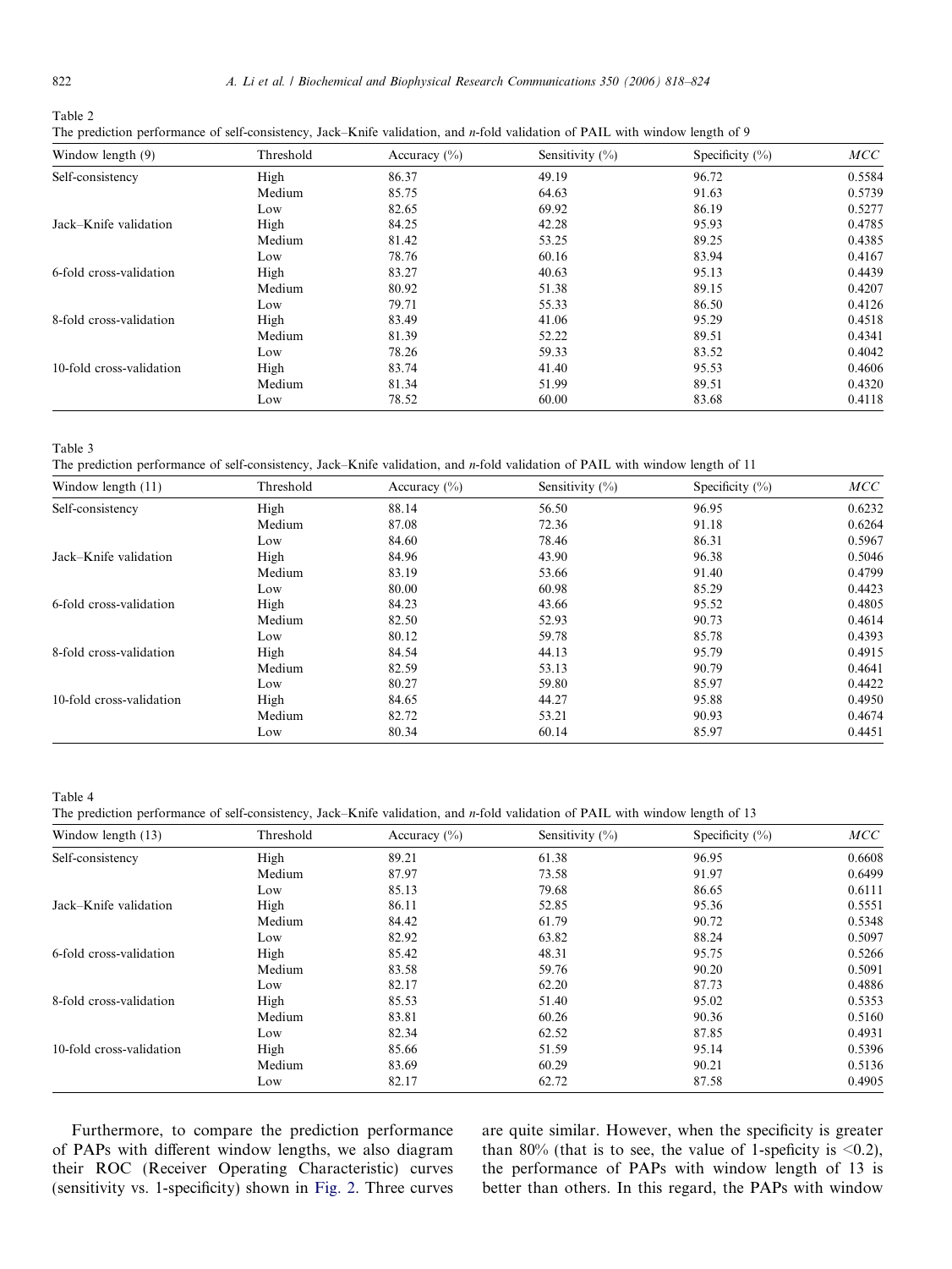Table 2
The prediction performance of self-consistency, Jack–Knife validation, and *n*-fold validation of PAIL with window length of 9

| Window length (9) | Threshold | Accuracy (%) | Sensitivity (%) | Specificity (%) | *MCC* |
|---|---|---|---|---|---|
| Self-consistency | High | 86.37 | 49.19 | 96.72 | 0.5584 |
| | Medium | 85.75 | 64.63 | 91.63 | 0.5739 |
| | Low | 82.65 | 69.92 | 86.19 | 0.5277 |
| Jack–Knife validation | High | 84.25 | 42.28 | 95.93 | 0.4785 |
| | Medium | 81.42 | 53.25 | 89.25 | 0.4385 |
| | Low | 78.76 | 60.16 | 83.94 | 0.4167 |
| 6-fold cross-validation | High | 83.27 | 40.63 | 95.13 | 0.4439 |
| | Medium | 80.92 | 51.38 | 89.15 | 0.4207 |
| | Low | 79.71 | 55.33 | 86.50 | 0.4126 |
| 8-fold cross-validation | High | 83.49 | 41.06 | 95.29 | 0.4518 |
| | Medium | 81.39 | 52.22 | 89.51 | 0.4341 |
| | Low | 78.26 | 59.33 | 83.52 | 0.4042 |
| 10-fold cross-validation | High | 83.74 | 41.40 | 95.53 | 0.4606 |
| | Medium | 81.34 | 51.99 | 89.51 | 0.4320 |
| | Low | 78.52 | 60.00 | 83.68 | 0.4118 |

Table 3
The prediction performance of self-consistency, Jack–Knife validation, and *n*-fold validation of PAIL with window length of 11

| Window length (11) | Threshold | Accuracy (%) | Sensitivity (%) | Specificity (%) | *MCC* |
|---|---|---|---|---|---|
| Self-consistency | High | 88.14 | 56.50 | 96.95 | 0.6232 |
| | Medium | 87.08 | 72.36 | 91.18 | 0.6264 |
| | Low | 84.60 | 78.46 | 86.31 | 0.5967 |
| Jack–Knife validation | High | 84.96 | 43.90 | 96.38 | 0.5046 |
| | Medium | 83.19 | 53.66 | 91.40 | 0.4799 |
| | Low | 80.00 | 60.98 | 85.29 | 0.4423 |
| 6-fold cross-validation | High | 84.23 | 43.66 | 95.52 | 0.4805 |
| | Medium | 82.50 | 52.93 | 90.73 | 0.4614 |
| | Low | 80.12 | 59.78 | 85.78 | 0.4393 |
| 8-fold cross-validation | High | 84.54 | 44.13 | 95.79 | 0.4915 |
| | Medium | 82.59 | 53.13 | 90.79 | 0.4641 |
| | Low | 80.27 | 59.80 | 85.97 | 0.4422 |
| 10-fold cross-validation | High | 84.65 | 44.27 | 95.88 | 0.4950 |
| | Medium | 82.72 | 53.21 | 90.93 | 0.4674 |
| | Low | 80.34 | 60.14 | 85.97 | 0.4451 |

Table 4
The prediction performance of self-consistency, Jack–Knife validation, and *n*-fold validation of PAIL with window length of 13

| Window length (13) | Threshold | Accuracy (%) | Sensitivity (%) | Specificity (%) | *MCC* |
|---|---|---|---|---|---|
| Self-consistency | High | 89.21 | 61.38 | 96.95 | 0.6608 |
| | Medium | 87.97 | 73.58 | 91.97 | 0.6499 |
| | Low | 85.13 | 79.68 | 86.65 | 0.6111 |
| Jack–Knife validation | High | 86.11 | 52.85 | 95.36 | 0.5551 |
| | Medium | 84.42 | 61.79 | 90.72 | 0.5348 |
| | Low | 82.92 | 63.82 | 88.24 | 0.5097 |
| 6-fold cross-validation | High | 85.42 | 48.31 | 95.75 | 0.5266 |
| | Medium | 83.58 | 59.76 | 90.20 | 0.5091 |
| | Low | 82.17 | 62.20 | 87.73 | 0.4886 |
| 8-fold cross-validation | High | 85.53 | 51.40 | 95.02 | 0.5353 |
| | Medium | 83.81 | 60.26 | 90.36 | 0.5160 |
| | Low | 82.34 | 62.52 | 87.85 | 0.4931 |
| 10-fold cross-validation | High | 85.66 | 51.59 | 95.14 | 0.5396 |
| | Medium | 83.69 | 60.29 | 90.21 | 0.5136 |
| | Low | 82.17 | 62.72 | 87.58 | 0.4905 |

Furthermore, to compare the prediction performance of PAPs with different window lengths, we also diagram their ROC (Receiver Operating Characteristic) curves (sensitivity vs. 1-specificity) shown in Fig. 2. Three curves are quite similar. However, when the specificity is greater than 80% (that is to see, the value of 1-speficity is <0.2), the performance of PAPs with window length of 13 is better than others. In this regard, the PAPs with window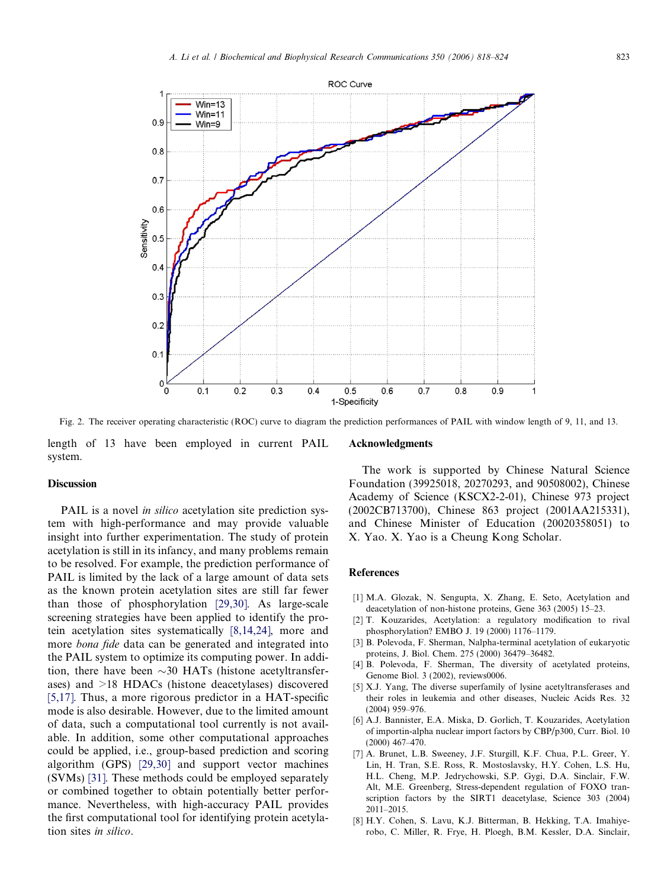Fig. 2. The receiver operating characteristic (ROC) curve to diagram the prediction performances of PAIL with window length of 9, 11, and 13.

length of 13 have been employed in current PAIL system.

## Discussion

PAIL is a novel *in silico* acetylation site prediction system with high-performance and may provide valuable insight into further experimentation. The study of protein acetylation is still in its infancy, and many problems remain to be resolved. For example, the prediction performance of PAIL is limited by the lack of a large amount of data sets as the known protein acetylation sites are still far fewer than those of phosphorylation [29,30]. As large-scale screening strategies have been applied to identify the protein acetylation sites systematically [8,14,24], more and more *bona fide* data can be generated and integrated into the PAIL system to optimize its computing power. In addition, there have been ~30 HATs (histone acetyltransferases) and >18 HDACs (histone deacetylases) discovered [5,17]. Thus, a more rigorous predictor in a HAT-specific mode is also desirable. However, due to the limited amount of data, such a computational tool currently is not available. In addition, some other computational approaches could be applied, i.e., group-based prediction and scoring algorithm (GPS) [29,30] and support vector machines (SVMs) [31]. These methods could be employed separately or combined together to obtain potentially better performance. Nevertheless, with high-accuracy PAIL provides the first computational tool for identifying protein acetylation sites *in silico*.

## Acknowledgments

The work is supported by Chinese Natural Science Foundation (39925018, 20270293, and 90508002), Chinese Academy of Science (KSCX2-2-01), Chinese 973 project (2002CB713700), Chinese 863 project (2001AA215331), and Chinese Minister of Education (20020358051) to X. Yao. X. Yao is a Cheung Kong Scholar.

## References

[1] M.A. Glozak, N. Sengupta, X. Zhang, E. Seto, Acetylation and deacetylation of non-histone proteins, Gene 363 (2005) 15–23.

[2] T. Kouzarides, Acetylation: a regulatory modification to rival phosphorylation? EMBO J. 19 (2000) 1176–1179.

[3] B. Polevoda, F. Sherman, Nalpha-terminal acetylation of eukaryotic proteins, J. Biol. Chem. 275 (2000) 36479–36482.

[4] B. Polevoda, F. Sherman, The diversity of acetylated proteins, Genome Biol. 3 (2002), reviews0006.

[5] X.J. Yang, The diverse superfamily of lysine acetyltransferases and their roles in leukemia and other diseases, Nucleic Acids Res. 32 (2004) 959–976.

[6] A.J. Bannister, E.A. Miska, D. Gorlich, T. Kouzarides, Acetylation of importin-alpha nuclear import factors by CBP/p300, Curr. Biol. 10 (2000) 467–470.

[7] A. Brunet, L.B. Sweeney, J.F. Sturgill, K.F. Chua, P.L. Greer, Y. Lin, H. Tran, S.E. Ross, R. Mostoslavsky, H.Y. Cohen, L.S. Hu, H.L. Cheng, M.P. Jedrychowski, S.P. Gygi, D.A. Sinclair, F.W. Alt, M.E. Greenberg, Stress-dependent regulation of FOXO transcription factors by the SIRT1 deacetylase, Science 303 (2004) 2011–2015.

[8] H.Y. Cohen, S. Lavu, K.J. Bitterman, B. Hekking, T.A. Imahiyerobo, C. Miller, R. Frye, H. Ploegh, B.M. Kessler, D.A. Sinclair,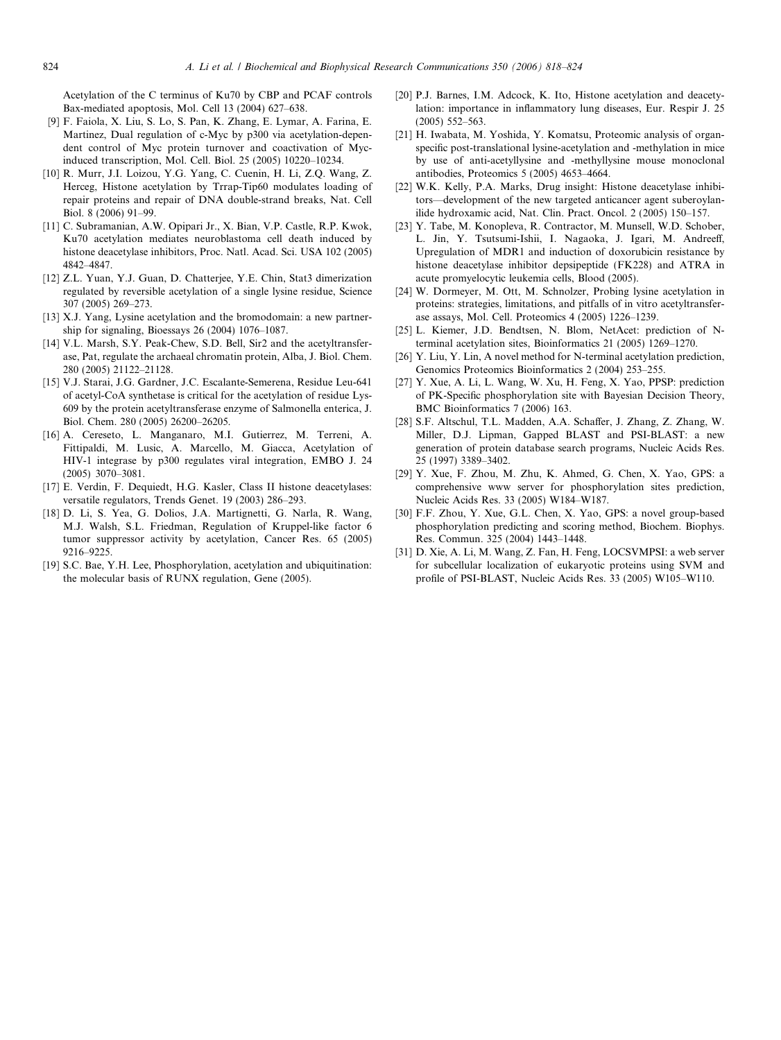Acetylation of the C terminus of Ku70 by CBP and PCAF controls Bax-mediated apoptosis, Mol. Cell 13 (2004) 627–638.

[9] F. Faiola, X. Liu, S. Lo, S. Pan, K. Zhang, E. Lymar, A. Farina, E. Martinez, Dual regulation of c-Myc by p300 via acetylation-dependent control of Myc protein turnover and coactivation of Myc-induced transcription, Mol. Cell. Biol. 25 (2005) 10220–10234.

[10] R. Murr, J.I. Loizou, Y.G. Yang, C. Cuenin, H. Li, Z.Q. Wang, Z. Herceg, Histone acetylation by Trrap-Tip60 modulates loading of repair proteins and repair of DNA double-strand breaks, Nat. Cell Biol. 8 (2006) 91–99.

[11] C. Subramanian, A.W. Opipari Jr., X. Bian, V.P. Castle, R.P. Kwok, Ku70 acetylation mediates neuroblastoma cell death induced by histone deacetylase inhibitors, Proc. Natl. Acad. Sci. USA 102 (2005) 4842–4847.

[12] Z.L. Yuan, Y.J. Guan, D. Chatterjee, Y.E. Chin, Stat3 dimerization regulated by reversible acetylation of a single lysine residue, Science 307 (2005) 269–273.

[13] X.J. Yang, Lysine acetylation and the bromodomain: a new partnership for signaling, Bioessays 26 (2004) 1076–1087.

[14] V.L. Marsh, S.Y. Peak-Chew, S.D. Bell, Sir2 and the acetyltransferase, Pat, regulate the archaeal chromatin protein, Alba, J. Biol. Chem. 280 (2005) 21122–21128.

[15] V.J. Starai, J.G. Gardner, J.C. Escalante-Semerena, Residue Leu-641 of acetyl-CoA synthetase is critical for the acetylation of residue Lys-609 by the protein acetyltransferase enzyme of Salmonella enterica, J. Biol. Chem. 280 (2005) 26200–26205.

[16] A. Cereseto, L. Manganaro, M.I. Gutierrez, M. Terreni, A. Fittipaldi, M. Lusic, A. Marcello, M. Giacca, Acetylation of HIV-1 integrase by p300 regulates viral integration, EMBO J. 24 (2005) 3070–3081.

[17] E. Verdin, F. Dequiedt, H.G. Kasler, Class II histone deacetylases: versatile regulators, Trends Genet. 19 (2003) 286–293.

[18] D. Li, S. Yea, G. Dolios, J.A. Martignetti, G. Narla, R. Wang, M.J. Walsh, S.L. Friedman, Regulation of Kruppel-like factor 6 tumor suppressor activity by acetylation, Cancer Res. 65 (2005) 9216–9225.

[19] S.C. Bae, Y.H. Lee, Phosphorylation, acetylation and ubiquitination: the molecular basis of RUNX regulation, Gene (2005).

[20] P.J. Barnes, I.M. Adcock, K. Ito, Histone acetylation and deacetylation: importance in inflammatory lung diseases, Eur. Respir J. 25 (2005) 552–563.

[21] H. Iwabata, M. Yoshida, Y. Komatsu, Proteomic analysis of organ-specific post-translational lysine-acetylation and -methylation in mice by use of anti-acetyllysine and -methyllysine mouse monoclonal antibodies, Proteomics 5 (2005) 4653–4664.

[22] W.K. Kelly, P.A. Marks, Drug insight: Histone deacetylase inhibitors—development of the new targeted anticancer agent suberoylanilide hydroxamic acid, Nat. Clin. Pract. Oncol. 2 (2005) 150–157.

[23] Y. Tabe, M. Konopleva, R. Contractor, M. Munsell, W.D. Schober, L. Jin, Y. Tsutsumi-Ishii, I. Nagaoka, J. Igari, M. Andreeff, Upregulation of MDR1 and induction of doxorubicin resistance by histone deacetylase inhibitor depsipeptide (FK228) and ATRA in acute promyelocytic leukemia cells, Blood (2005).

[24] W. Dormeyer, M. Ott, M. Schnolzer, Probing lysine acetylation in proteins: strategies, limitations, and pitfalls of in vitro acetyltransferase assays, Mol. Cell. Proteomics 4 (2005) 1226–1239.

[25] L. Kiemer, J.D. Bendtsen, N. Blom, NetAcet: prediction of N-terminal acetylation sites, Bioinformatics 21 (2005) 1269–1270.

[26] Y. Liu, Y. Lin, A novel method for N-terminal acetylation prediction, Genomics Proteomics Bioinformatics 2 (2004) 253–255.

[27] Y. Xue, A. Li, L. Wang, W. Xu, H. Feng, X. Yao, PPSP: prediction of PK-Specific phosphorylation site with Bayesian Decision Theory, BMC Bioinformatics 7 (2006) 163.

[28] S.F. Altschul, T.L. Madden, A.A. Schaffer, J. Zhang, Z. Zhang, W. Miller, D.J. Lipman, Gapped BLAST and PSI-BLAST: a new generation of protein database search programs, Nucleic Acids Res. 25 (1997) 3389–3402.

[29] Y. Xue, F. Zhou, M. Zhu, K. Ahmed, G. Chen, X. Yao, GPS: a comprehensive www server for phosphorylation sites prediction, Nucleic Acids Res. 33 (2005) W184–W187.

[30] F.F. Zhou, Y. Xue, G.L. Chen, X. Yao, GPS: a novel group-based phosphorylation predicting and scoring method, Biochem. Biophys. Res. Commun. 325 (2004) 1443–1448.

[31] D. Xie, A. Li, M. Wang, Z. Fan, H. Feng, LOCSVMPSI: a web server for subcellular localization of eukaryotic proteins using SVM and profile of PSI-BLAST, Nucleic Acids Res. 33 (2005) W105–W110.